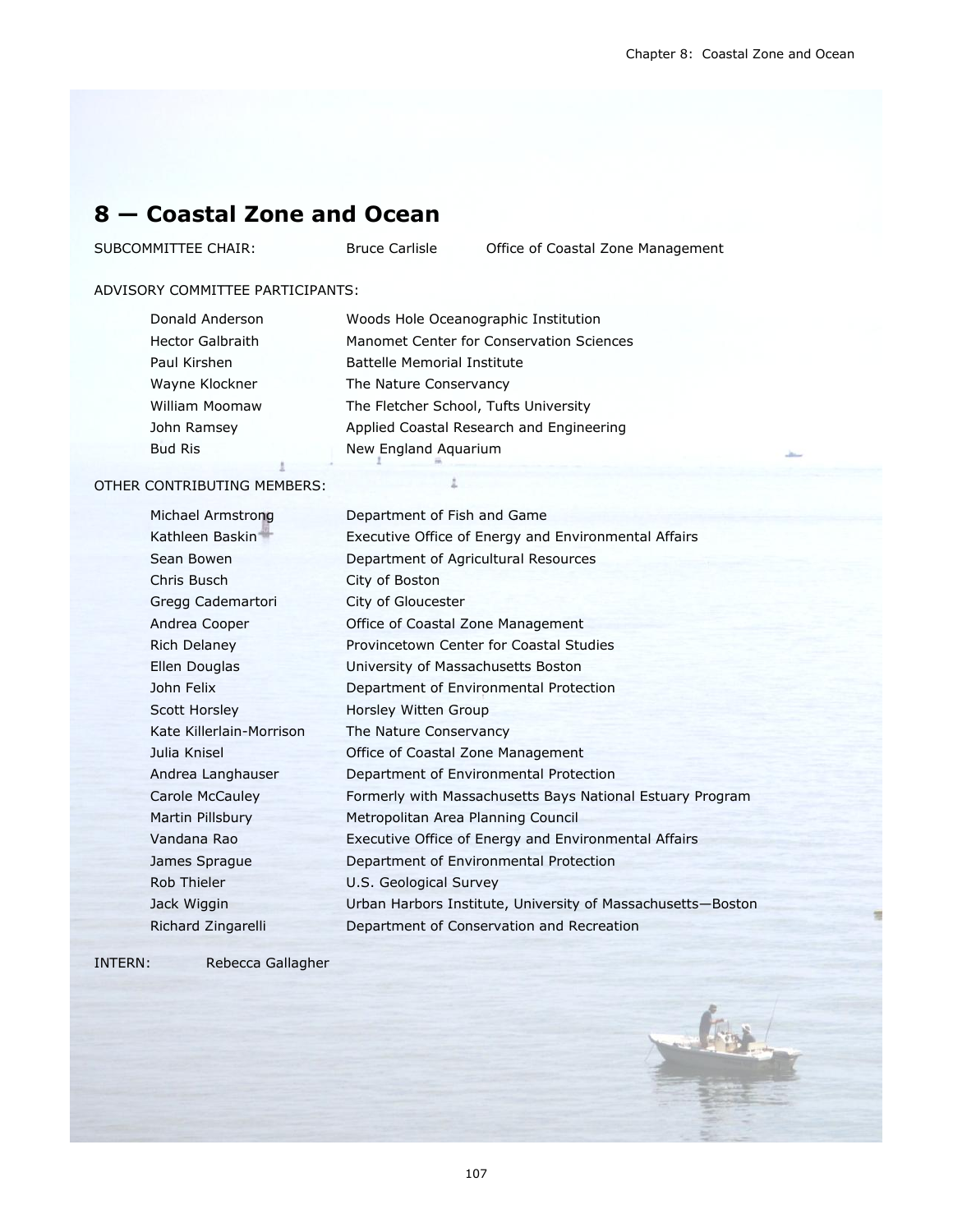# 8 — Coastal Zone and Ocean

SUBCOMMITTEE CHAIR: Bruce Carlisle — Office of Coastal Zone Management

ADVISORY COMMITTEE PARTICIPANTS:

| | |
|---|---|
| Donald Anderson | Woods Hole Oceanographic Institution |
| Hector Galbraith | Manomet Center for Conservation Sciences |
| Paul Kirshen | Battelle Memorial Institute |
| Wayne Klockner | The Nature Conservancy |
| William Moomaw | The Fletcher School, Tufts University |
| John Ramsey | Applied Coastal Research and Engineering |
| Bud Ris | New England Aquarium |

OTHER CONTRIBUTING MEMBERS:

| | |
|---|---|
| Michael Armstrong | Department of Fish and Game |
| Kathleen Baskin | Executive Office of Energy and Environmental Affairs |
| Sean Bowen | Department of Agricultural Resources |
| Chris Busch | City of Boston |
| Gregg Cademartori | City of Gloucester |
| Andrea Cooper | Office of Coastal Zone Management |
| Rich Delaney | Provincetown Center for Coastal Studies |
| Ellen Douglas | University of Massachusetts Boston |
| John Felix | Department of Environmental Protection |
| Scott Horsley | Horsley Witten Group |
| Kate Killerlain-Morrison | The Nature Conservancy |
| Julia Knisel | Office of Coastal Zone Management |
| Andrea Langhauser | Department of Environmental Protection |
| Carole McCauley | Formerly with Massachusetts Bays National Estuary Program |
| Martin Pillsbury | Metropolitan Area Planning Council |
| Vandana Rao | Executive Office of Energy and Environmental Affairs |
| James Sprague | Department of Environmental Protection |
| Rob Thieler | U.S. Geological Survey |
| Jack Wiggin | Urban Harbors Institute, University of Massachusetts—Boston |
| Richard Zingarelli | Department of Conservation and Recreation |

INTERN: Rebecca Gallagher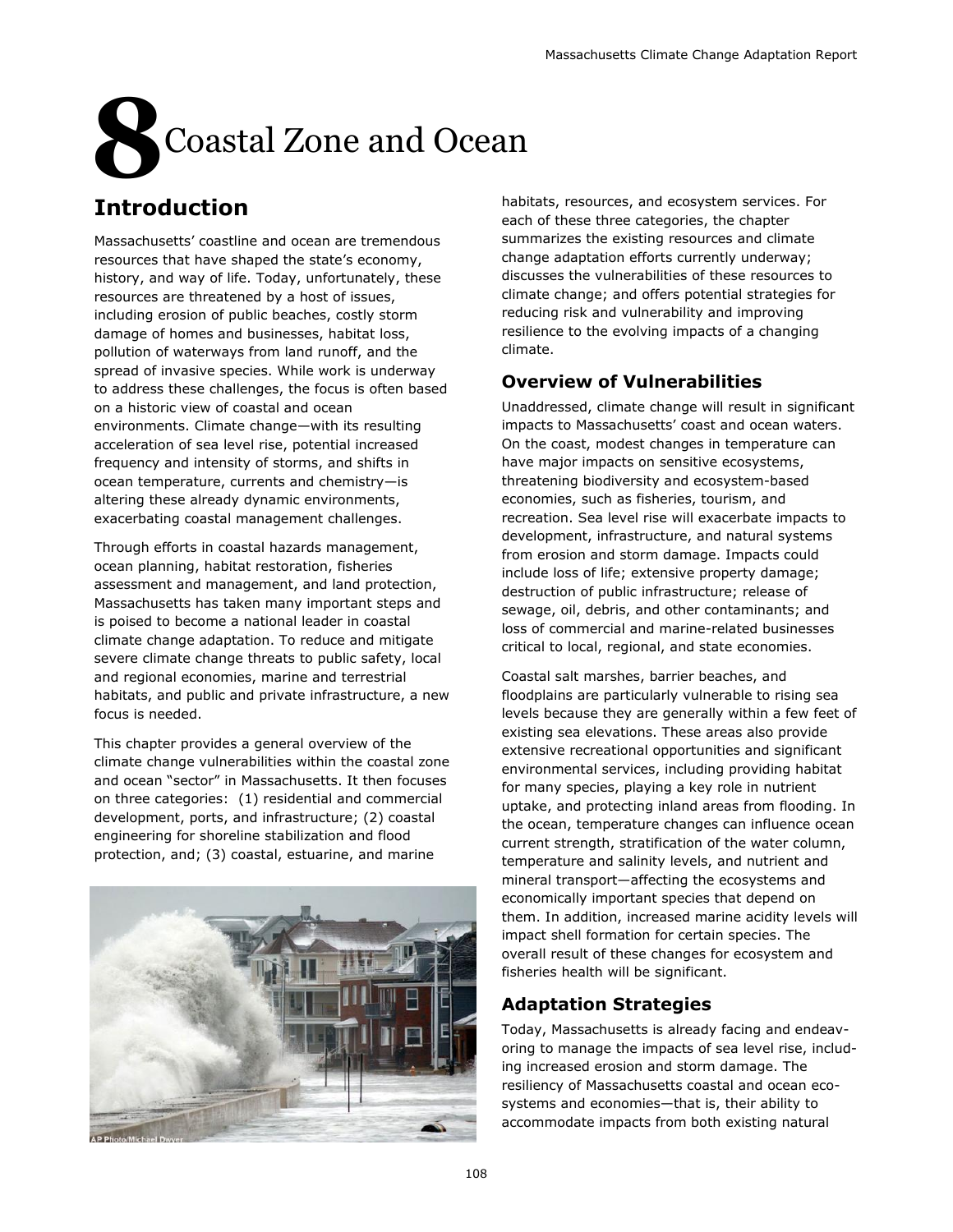# 8 Coastal Zone and Ocean

## Introduction

Massachusetts' coastline and ocean are tremendous resources that have shaped the state's economy, history, and way of life. Today, unfortunately, these resources are threatened by a host of issues, including erosion of public beaches, costly storm damage of homes and businesses, habitat loss, pollution of waterways from land runoff, and the spread of invasive species. While work is underway to address these challenges, the focus is often based on a historic view of coastal and ocean environments. Climate change—with its resulting acceleration of sea level rise, potential increased frequency and intensity of storms, and shifts in ocean temperature, currents and chemistry—is altering these already dynamic environments, exacerbating coastal management challenges.

Through efforts in coastal hazards management, ocean planning, habitat restoration, fisheries assessment and management, and land protection, Massachusetts has taken many important steps and is poised to become a national leader in coastal climate change adaptation. To reduce and mitigate severe climate change threats to public safety, local and regional economies, marine and terrestrial habitats, and public and private infrastructure, a new focus is needed.

This chapter provides a general overview of the climate change vulnerabilities within the coastal zone and ocean "sector" in Massachusetts. It then focuses on three categories: (1) residential and commercial development, ports, and infrastructure; (2) coastal engineering for shoreline stabilization and flood protection, and; (3) coastal, estuarine, and marine habitats, resources, and ecosystem services. For each of these three categories, the chapter summarizes the existing resources and climate change adaptation efforts currently underway; discusses the vulnerabilities of these resources to climate change; and offers potential strategies for reducing risk and vulnerability and improving resilience to the evolving impacts of a changing climate.

AP Photo/Michael Dwyer

### Overview of Vulnerabilities

Unaddressed, climate change will result in significant impacts to Massachusetts' coast and ocean waters. On the coast, modest changes in temperature can have major impacts on sensitive ecosystems, threatening biodiversity and ecosystem-based economies, such as fisheries, tourism, and recreation. Sea level rise will exacerbate impacts to development, infrastructure, and natural systems from erosion and storm damage. Impacts could include loss of life; extensive property damage; destruction of public infrastructure; release of sewage, oil, debris, and other contaminants; and loss of commercial and marine-related businesses critical to local, regional, and state economies.

Coastal salt marshes, barrier beaches, and floodplains are particularly vulnerable to rising sea levels because they are generally within a few feet of existing sea elevations. These areas also provide extensive recreational opportunities and significant environmental services, including providing habitat for many species, playing a key role in nutrient uptake, and protecting inland areas from flooding. In the ocean, temperature changes can influence ocean current strength, stratification of the water column, temperature and salinity levels, and nutrient and mineral transport—affecting the ecosystems and economically important species that depend on them. In addition, increased marine acidity levels will impact shell formation for certain species. The overall result of these changes for ecosystem and fisheries health will be significant.

### Adaptation Strategies

Today, Massachusetts is already facing and endeavoring to manage the impacts of sea level rise, including increased erosion and storm damage. The resiliency of Massachusetts coastal and ocean ecosystems and economies—that is, their ability to accommodate impacts from both existing natural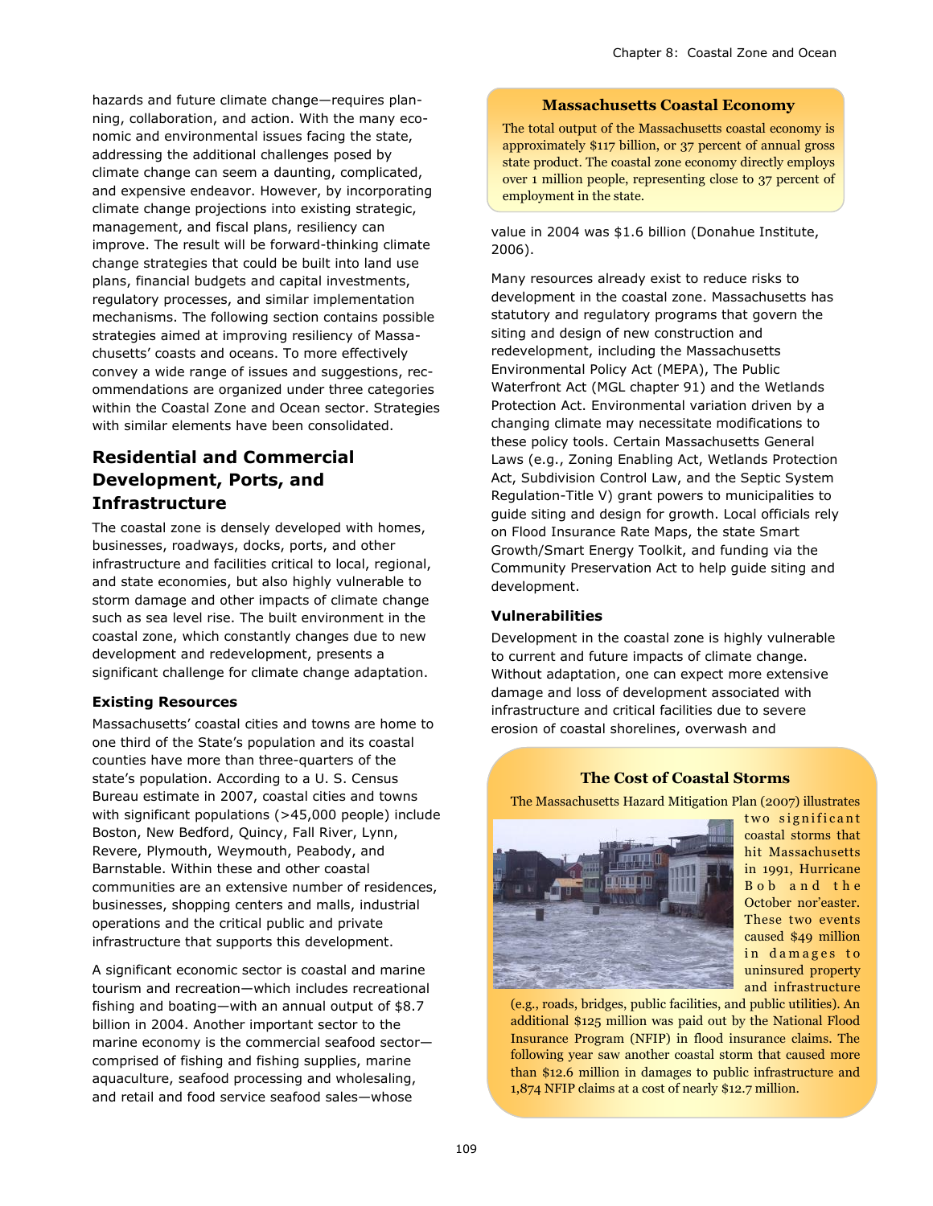hazards and future climate change—requires planning, collaboration, and action. With the many economic and environmental issues facing the state, addressing the additional challenges posed by climate change can seem a daunting, complicated, and expensive endeavor. However, by incorporating climate change projections into existing strategic, management, and fiscal plans, resiliency can improve. The result will be forward-thinking climate change strategies that could be built into land use plans, financial budgets and capital investments, regulatory processes, and similar implementation mechanisms. The following section contains possible strategies aimed at improving resiliency of Massachusetts' coasts and oceans. To more effectively convey a wide range of issues and suggestions, recommendations are organized under three categories within the Coastal Zone and Ocean sector. Strategies with similar elements have been consolidated.

## Residential and Commercial Development, Ports, and Infrastructure

The coastal zone is densely developed with homes, businesses, roadways, docks, ports, and other infrastructure and facilities critical to local, regional, and state economies, but also highly vulnerable to storm damage and other impacts of climate change such as sea level rise. The built environment in the coastal zone, which constantly changes due to new development and redevelopment, presents a significant challenge for climate change adaptation.

### Existing Resources

Massachusetts' coastal cities and towns are home to one third of the State's population and its coastal counties have more than three-quarters of the state's population. According to a U. S. Census Bureau estimate in 2007, coastal cities and towns with significant populations (>45,000 people) include Boston, New Bedford, Quincy, Fall River, Lynn, Revere, Plymouth, Weymouth, Peabody, and Barnstable. Within these and other coastal communities are an extensive number of residences, businesses, shopping centers and malls, industrial operations and the critical public and private infrastructure that supports this development.

A significant economic sector is coastal and marine tourism and recreation—which includes recreational fishing and boating—with an annual output of $8.7 billion in 2004. Another important sector to the marine economy is the commercial seafood sector—comprised of fishing and fishing supplies, marine aquaculture, seafood processing and wholesaling, and retail and food service seafood sales—whose value in 2004 was $1.6 billion (Donahue Institute, 2006).

> **Massachusetts Coastal Economy**
>
> The total output of the Massachusetts coastal economy is approximately $117 billion, or 37 percent of annual gross state product. The coastal zone economy directly employs over 1 million people, representing close to 37 percent of employment in the state.

Many resources already exist to reduce risks to development in the coastal zone. Massachusetts has statutory and regulatory programs that govern the siting and design of new construction and redevelopment, including the Massachusetts Environmental Policy Act (MEPA), The Public Waterfront Act (MGL chapter 91) and the Wetlands Protection Act. Environmental variation driven by a changing climate may necessitate modifications to these policy tools. Certain Massachusetts General Laws (e.g., Zoning Enabling Act, Wetlands Protection Act, Subdivision Control Law, and the Septic System Regulation-Title V) grant powers to municipalities to guide siting and design for growth. Local officials rely on Flood Insurance Rate Maps, the state Smart Growth/Smart Energy Toolkit, and funding via the Community Preservation Act to help guide siting and development.

### Vulnerabilities

Development in the coastal zone is highly vulnerable to current and future impacts of climate change. Without adaptation, one can expect more extensive damage and loss of development associated with infrastructure and critical facilities due to severe erosion of coastal shorelines, overwash and

> **The Cost of Coastal Storms**
>
> The Massachusetts Hazard Mitigation Plan (2007) illustrates two significant coastal storms that hit Massachusetts in 1991, Hurricane Bob and the October nor'easter. These two events caused $49 million in damages to uninsured property and infrastructure (e.g., roads, bridges, public facilities, and public utilities). An additional $125 million was paid out by the National Flood Insurance Program (NFIP) in flood insurance claims. The following year saw another coastal storm that caused more than $12.6 million in damages to public infrastructure and 1,874 NFIP claims at a cost of nearly $12.7 million.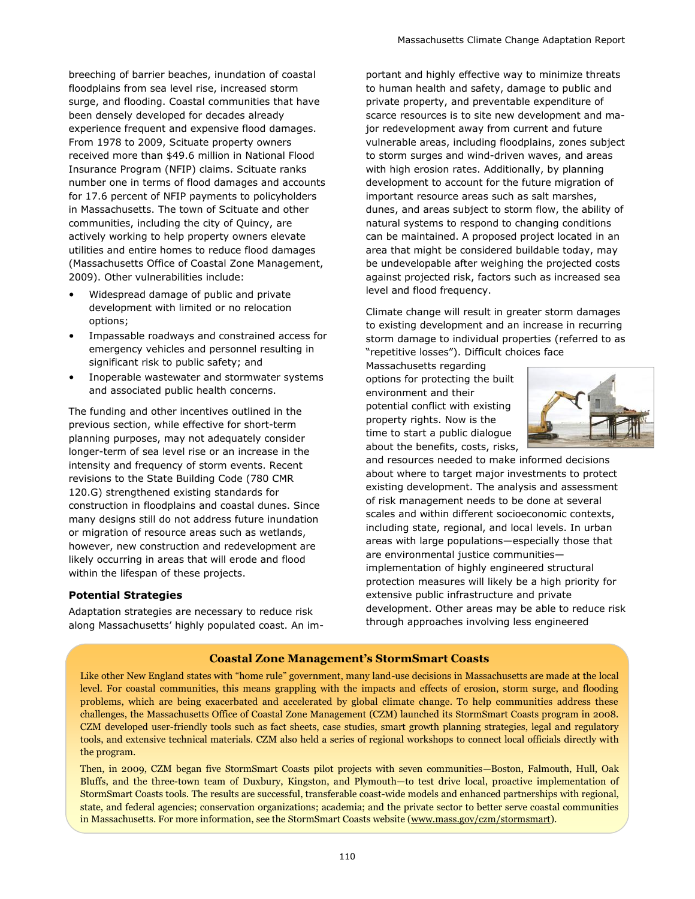breeching of barrier beaches, inundation of coastal floodplains from sea level rise, increased storm surge, and flooding. Coastal communities that have been densely developed for decades already experience frequent and expensive flood damages. From 1978 to 2009, Scituate property owners received more than $49.6 million in National Flood Insurance Program (NFIP) claims. Scituate ranks number one in terms of flood damages and accounts for 17.6 percent of NFIP payments to policyholders in Massachusetts. The town of Scituate and other communities, including the city of Quincy, are actively working to help property owners elevate utilities and entire homes to reduce flood damages (Massachusetts Office of Coastal Zone Management, 2009). Other vulnerabilities include:

- Widespread damage of public and private development with limited or no relocation options;
- Impassable roadways and constrained access for emergency vehicles and personnel resulting in significant risk to public safety; and
- Inoperable wastewater and stormwater systems and associated public health concerns.

The funding and other incentives outlined in the previous section, while effective for short-term planning purposes, may not adequately consider longer-term of sea level rise or an increase in the intensity and frequency of storm events. Recent revisions to the State Building Code (780 CMR 120.G) strengthened existing standards for construction in floodplains and coastal dunes. Since many designs still do not address future inundation or migration of resource areas such as wetlands, however, new construction and redevelopment are likely occurring in areas that will erode and flood within the lifespan of these projects.

### Potential Strategies

Adaptation strategies are necessary to reduce risk along Massachusetts' highly populated coast. An important and highly effective way to minimize threats to human health and safety, damage to public and private property, and preventable expenditure of scarce resources is to site new development and major redevelopment away from current and future vulnerable areas, including floodplains, zones subject to storm surges and wind-driven waves, and areas with high erosion rates. Additionally, by planning development to account for the future migration of important resource areas such as salt marshes, dunes, and areas subject to storm flow, the ability of natural systems to respond to changing conditions can be maintained. A proposed project located in an area that might be considered buildable today, may be undevelopable after weighing the projected costs against projected risk, factors such as increased sea level and flood frequency.

Climate change will result in greater storm damages to existing development and an increase in recurring storm damage to individual properties (referred to as "repetitive losses"). Difficult choices face Massachusetts regarding options for protecting the built environment and their potential conflict with existing property rights. Now is the time to start a public dialogue about the benefits, costs, risks, and resources needed to make informed decisions about where to target major investments to protect existing development. The analysis and assessment of risk management needs to be done at several scales and within different socioeconomic contexts, including state, regional, and local levels. In urban areas with large populations—especially those that are environmental justice communities—implementation of highly engineered structural protection measures will likely be a high priority for extensive public infrastructure and private development. Other areas may be able to reduce risk through approaches involving less engineered

#### Coastal Zone Management's StormSmart Coasts

Like other New England states with "home rule" government, many land-use decisions in Massachusetts are made at the local level. For coastal communities, this means grappling with the impacts and effects of erosion, storm surge, and flooding problems, which are being exacerbated and accelerated by global climate change. To help communities address these challenges, the Massachusetts Office of Coastal Zone Management (CZM) launched its StormSmart Coasts program in 2008. CZM developed user-friendly tools such as fact sheets, case studies, smart growth planning strategies, legal and regulatory tools, and extensive technical materials. CZM also held a series of regional workshops to connect local officials directly with the program.

Then, in 2009, CZM began five StormSmart Coasts pilot projects with seven communities—Boston, Falmouth, Hull, Oak Bluffs, and the three-town team of Duxbury, Kingston, and Plymouth—to test drive local, proactive implementation of StormSmart Coasts tools. The results are successful, transferable coast-wide models and enhanced partnerships with regional, state, and federal agencies; conservation organizations; academia; and the private sector to better serve coastal communities in Massachusetts. For more information, see the StormSmart Coasts website (www.mass.gov/czm/stormsmart).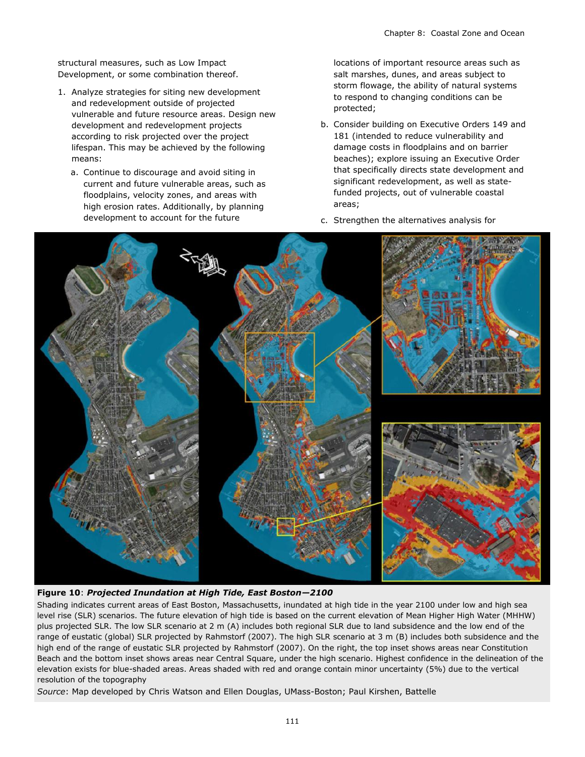structural measures, such as Low Impact Development, or some combination thereof.

1. Analyze strategies for siting new development and redevelopment outside of projected vulnerable and future resource areas. Design new development and redevelopment projects according to risk projected over the project lifespan. This may be achieved by the following means:

   a. Continue to discourage and avoid siting in current and future vulnerable areas, such as floodplains, velocity zones, and areas with high erosion rates. Additionally, by planning development to account for the future locations of important resource areas such as salt marshes, dunes, and areas subject to storm flowage, the ability of natural systems to respond to changing conditions can be protected;

   b. Consider building on Executive Orders 149 and 181 (intended to reduce vulnerability and damage costs in floodplains and on barrier beaches); explore issuing an Executive Order that specifically directs state development and significant redevelopment, as well as state-funded projects, out of vulnerable coastal areas;

   c. Strengthen the alternatives analysis for

**Figure 10**: ***Projected Inundation at High Tide, East Boston—2100***

Shading indicates current areas of East Boston, Massachusetts, inundated at high tide in the year 2100 under low and high sea level rise (SLR) scenarios. The future elevation of high tide is based on the current elevation of Mean Higher High Water (MHHW) plus projected SLR. The low SLR scenario at 2 m (A) includes both regional SLR due to land subsidence and the low end of the range of eustatic (global) SLR projected by Rahmstorf (2007). The high SLR scenario at 3 m (B) includes both subsidence and the high end of the range of eustatic SLR projected by Rahmstorf (2007). On the right, the top inset shows areas near Constitution Beach and the bottom inset shows areas near Central Square, under the high scenario. Highest confidence in the delineation of the elevation exists for blue-shaded areas. Areas shaded with red and orange contain minor uncertainty (5%) due to the vertical resolution of the topography

*Source*: Map developed by Chris Watson and Ellen Douglas, UMass-Boston; Paul Kirshen, Battelle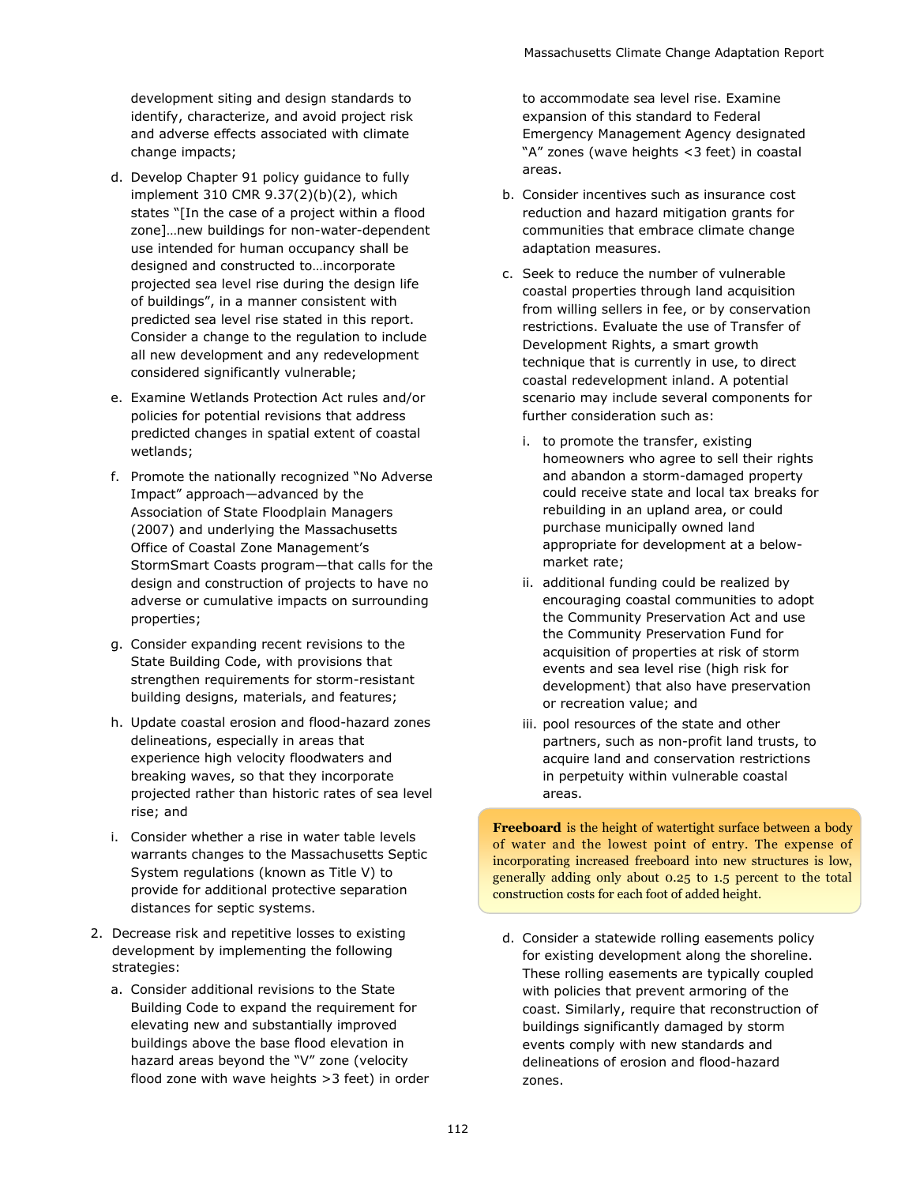development siting and design standards to identify, characterize, and avoid project risk and adverse effects associated with climate change impacts;

d. Develop Chapter 91 policy guidance to fully implement 310 CMR 9.37(2)(b)(2), which states "[In the case of a project within a flood zone]…new buildings for non-water-dependent use intended for human occupancy shall be designed and constructed to…incorporate projected sea level rise during the design life of buildings", in a manner consistent with predicted sea level rise stated in this report. Consider a change to the regulation to include all new development and any redevelopment considered significantly vulnerable;

e. Examine Wetlands Protection Act rules and/or policies for potential revisions that address predicted changes in spatial extent of coastal wetlands;

f. Promote the nationally recognized "No Adverse Impact" approach—advanced by the Association of State Floodplain Managers (2007) and underlying the Massachusetts Office of Coastal Zone Management's StormSmart Coasts program—that calls for the design and construction of projects to have no adverse or cumulative impacts on surrounding properties;

g. Consider expanding recent revisions to the State Building Code, with provisions that strengthen requirements for storm-resistant building designs, materials, and features;

h. Update coastal erosion and flood-hazard zones delineations, especially in areas that experience high velocity floodwaters and breaking waves, so that they incorporate projected rather than historic rates of sea level rise; and

i. Consider whether a rise in water table levels warrants changes to the Massachusetts Septic System regulations (known as Title V) to provide for additional protective separation distances for septic systems.

2. Decrease risk and repetitive losses to existing development by implementing the following strategies:

   a. Consider additional revisions to the State Building Code to expand the requirement for elevating new and substantially improved buildings above the base flood elevation in hazard areas beyond the "V" zone (velocity flood zone with wave heights >3 feet) in order to accommodate sea level rise. Examine expansion of this standard to Federal Emergency Management Agency designated "A" zones (wave heights <3 feet) in coastal areas.

   b. Consider incentives such as insurance cost reduction and hazard mitigation grants for communities that embrace climate change adaptation measures.

   c. Seek to reduce the number of vulnerable coastal properties through land acquisition from willing sellers in fee, or by conservation restrictions. Evaluate the use of Transfer of Development Rights, a smart growth technique that is currently in use, to direct coastal redevelopment inland. A potential scenario may include several components for further consideration such as:

      i. to promote the transfer, existing homeowners who agree to sell their rights and abandon a storm-damaged property could receive state and local tax breaks for rebuilding in an upland area, or could purchase municipally owned land appropriate for development at a below-market rate;

      ii. additional funding could be realized by encouraging coastal communities to adopt the Community Preservation Act and use the Community Preservation Fund for acquisition of properties at risk of storm events and sea level rise (high risk for development) that also have preservation or recreation value; and

      iii. pool resources of the state and other partners, such as non-profit land trusts, to acquire land and conservation restrictions in perpetuity within vulnerable coastal areas.

> **Freeboard** is the height of watertight surface between a body of water and the lowest point of entry. The expense of incorporating increased freeboard into new structures is low, generally adding only about 0.25 to 1.5 percent to the total construction costs for each foot of added height.

   d. Consider a statewide rolling easements policy for existing development along the shoreline. These rolling easements are typically coupled with policies that prevent armoring of the coast. Similarly, require that reconstruction of buildings significantly damaged by storm events comply with new standards and delineations of erosion and flood-hazard zones.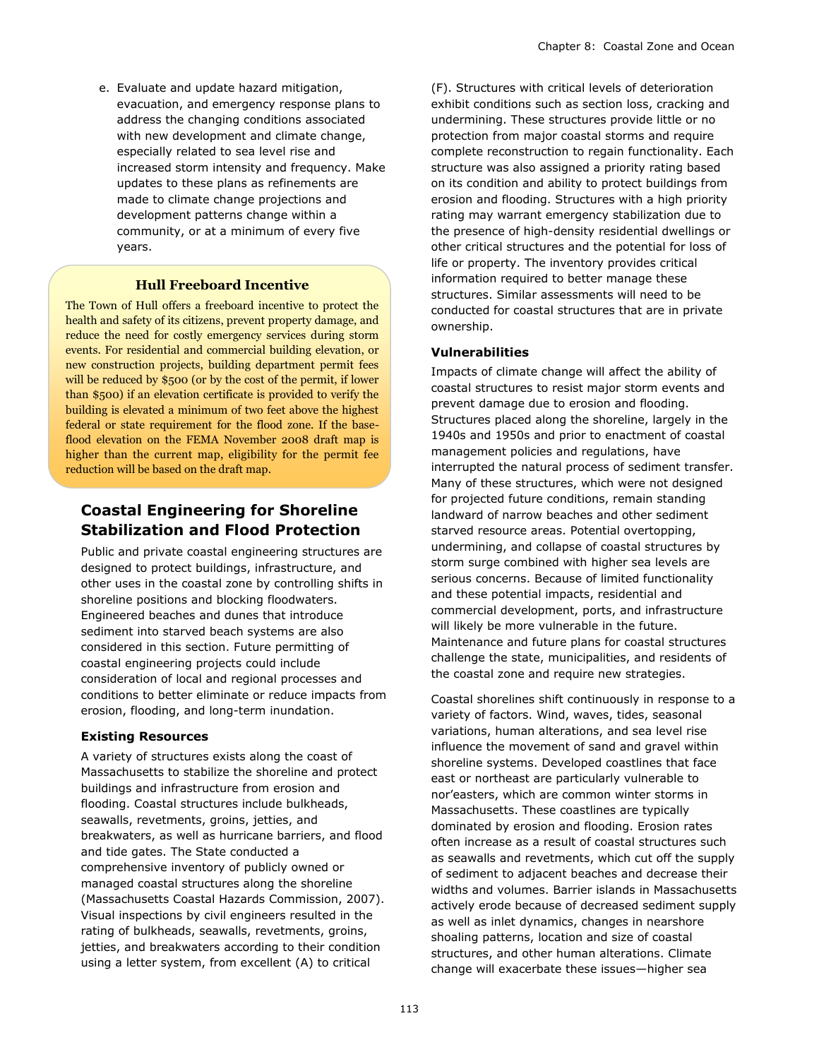e. Evaluate and update hazard mitigation, evacuation, and emergency response plans to address the changing conditions associated with new development and climate change, especially related to sea level rise and increased storm intensity and frequency. Make updates to these plans as refinements are made to climate change projections and development patterns change within a community, or at a minimum of every five years.

### Hull Freeboard Incentive

The Town of Hull offers a freeboard incentive to protect the health and safety of its citizens, prevent property damage, and reduce the need for costly emergency services during storm events. For residential and commercial building elevation, or new construction projects, building department permit fees will be reduced by $500 (or by the cost of the permit, if lower than $500) if an elevation certificate is provided to verify the building is elevated a minimum of two feet above the highest federal or state requirement for the flood zone. If the base-flood elevation on the FEMA November 2008 draft map is higher than the current map, eligibility for the permit fee reduction will be based on the draft map.

## Coastal Engineering for Shoreline Stabilization and Flood Protection

Public and private coastal engineering structures are designed to protect buildings, infrastructure, and other uses in the coastal zone by controlling shifts in shoreline positions and blocking floodwaters. Engineered beaches and dunes that introduce sediment into starved beach systems are also considered in this section. Future permitting of coastal engineering projects could include consideration of local and regional processes and conditions to better eliminate or reduce impacts from erosion, flooding, and long-term inundation.

### Existing Resources

A variety of structures exists along the coast of Massachusetts to stabilize the shoreline and protect buildings and infrastructure from erosion and flooding. Coastal structures include bulkheads, seawalls, revetments, groins, jetties, and breakwaters, as well as hurricane barriers, and flood and tide gates. The State conducted a comprehensive inventory of publicly owned or managed coastal structures along the shoreline (Massachusetts Coastal Hazards Commission, 2007). Visual inspections by civil engineers resulted in the rating of bulkheads, seawalls, revetments, groins, jetties, and breakwaters according to their condition using a letter system, from excellent (A) to critical (F). Structures with critical levels of deterioration exhibit conditions such as section loss, cracking and undermining. These structures provide little or no protection from major coastal storms and require complete reconstruction to regain functionality. Each structure was also assigned a priority rating based on its condition and ability to protect buildings from erosion and flooding. Structures with a high priority rating may warrant emergency stabilization due to the presence of high-density residential dwellings or other critical structures and the potential for loss of life or property. The inventory provides critical information required to better manage these structures. Similar assessments will need to be conducted for coastal structures that are in private ownership.

### Vulnerabilities

Impacts of climate change will affect the ability of coastal structures to resist major storm events and prevent damage due to erosion and flooding. Structures placed along the shoreline, largely in the 1940s and 1950s and prior to enactment of coastal management policies and regulations, have interrupted the natural process of sediment transfer. Many of these structures, which were not designed for projected future conditions, remain standing landward of narrow beaches and other sediment starved resource areas. Potential overtopping, undermining, and collapse of coastal structures by storm surge combined with higher sea levels are serious concerns. Because of limited functionality and these potential impacts, residential and commercial development, ports, and infrastructure will likely be more vulnerable in the future. Maintenance and future plans for coastal structures challenge the state, municipalities, and residents of the coastal zone and require new strategies.

Coastal shorelines shift continuously in response to a variety of factors. Wind, waves, tides, seasonal variations, human alterations, and sea level rise influence the movement of sand and gravel within shoreline systems. Developed coastlines that face east or northeast are particularly vulnerable to nor'easters, which are common winter storms in Massachusetts. These coastlines are typically dominated by erosion and flooding. Erosion rates often increase as a result of coastal structures such as seawalls and revetments, which cut off the supply of sediment to adjacent beaches and decrease their widths and volumes. Barrier islands in Massachusetts actively erode because of decreased sediment supply as well as inlet dynamics, changes in nearshore shoaling patterns, location and size of coastal structures, and other human alterations. Climate change will exacerbate these issues—higher sea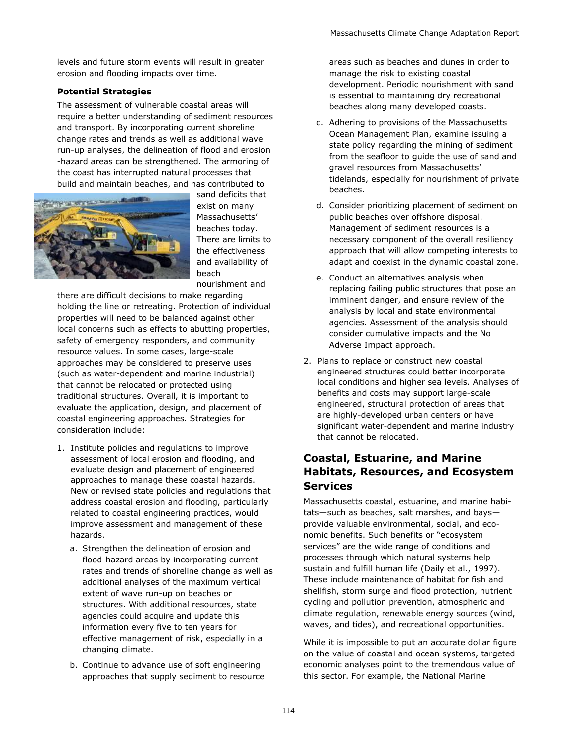levels and future storm events will result in greater erosion and flooding impacts over time.

### Potential Strategies

The assessment of vulnerable coastal areas will require a better understanding of sediment resources and transport. By incorporating current shoreline change rates and trends as well as additional wave run-up analyses, the delineation of flood and erosion -hazard areas can be strengthened. The armoring of the coast has interrupted natural processes that build and maintain beaches, and has contributed to sand deficits that exist on many Massachusetts' beaches today. There are limits to the effectiveness and availability of beach nourishment and there are difficult decisions to make regarding holding the line or retreating. Protection of individual properties will need to be balanced against other local concerns such as effects to abutting properties, safety of emergency responders, and community resource values. In some cases, large-scale approaches may be considered to preserve uses (such as water-dependent and marine industrial) that cannot be relocated or protected using traditional structures. Overall, it is important to evaluate the application, design, and placement of coastal engineering approaches. Strategies for consideration include:

1. Institute policies and regulations to improve assessment of local erosion and flooding, and evaluate design and placement of engineered approaches to manage these coastal hazards. New or revised state policies and regulations that address coastal erosion and flooding, particularly related to coastal engineering practices, would improve assessment and management of these hazards.
   a. Strengthen the delineation of erosion and flood-hazard areas by incorporating current rates and trends of shoreline change as well as additional analyses of the maximum vertical extent of wave run-up on beaches or structures. With additional resources, state agencies could acquire and update this information every five to ten years for effective management of risk, especially in a changing climate.
   b. Continue to advance use of soft engineering approaches that supply sediment to resource areas such as beaches and dunes in order to manage the risk to existing coastal development. Periodic nourishment with sand is essential to maintaining dry recreational beaches along many developed coasts.
   c. Adhering to provisions of the Massachusetts Ocean Management Plan, examine issuing a state policy regarding the mining of sediment from the seafloor to guide the use of sand and gravel resources from Massachusetts' tidelands, especially for nourishment of private beaches.
   d. Consider prioritizing placement of sediment on public beaches over offshore disposal. Management of sediment resources is a necessary component of the overall resiliency approach that will allow competing interests to adapt and coexist in the dynamic coastal zone.
   e. Conduct an alternatives analysis when replacing failing public structures that pose an imminent danger, and ensure review of the analysis by local and state environmental agencies. Assessment of the analysis should consider cumulative impacts and the No Adverse Impact approach.
2. Plans to replace or construct new coastal engineered structures could better incorporate local conditions and higher sea levels. Analyses of benefits and costs may support large-scale engineered, structural protection of areas that are highly-developed urban centers or have significant water-dependent and marine industry that cannot be relocated.

## Coastal, Estuarine, and Marine Habitats, Resources, and Ecosystem Services

Massachusetts coastal, estuarine, and marine habitats—such as beaches, salt marshes, and bays—provide valuable environmental, social, and economic benefits. Such benefits or "ecosystem services" are the wide range of conditions and processes through which natural systems help sustain and fulfill human life (Daily et al., 1997). These include maintenance of habitat for fish and shellfish, storm surge and flood protection, nutrient cycling and pollution prevention, atmospheric and climate regulation, renewable energy sources (wind, waves, and tides), and recreational opportunities.

While it is impossible to put an accurate dollar figure on the value of coastal and ocean systems, targeted economic analyses point to the tremendous value of this sector. For example, the National Marine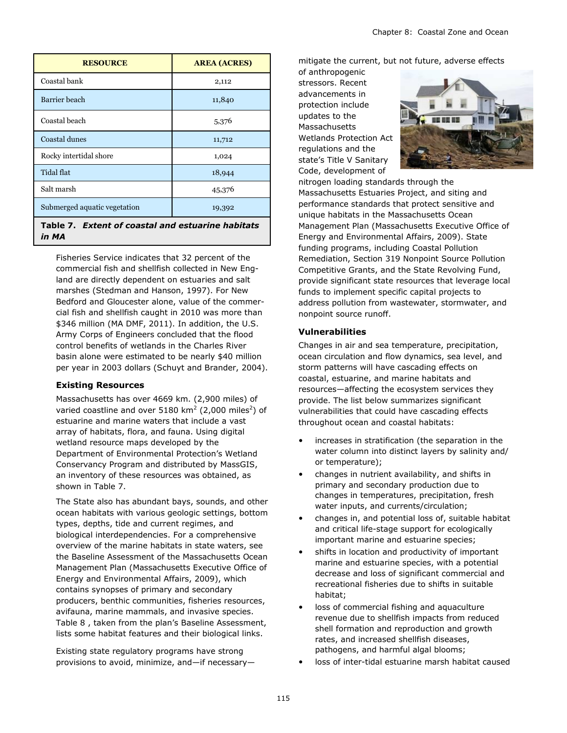| RESOURCE | AREA (ACRES) |
|---|---|
| Coastal bank | 2,112 |
| Barrier beach | 11,840 |
| Coastal beach | 5,376 |
| Coastal dunes | 11,712 |
| Rocky intertidal shore | 1,024 |
| Tidal flat | 18,944 |
| Salt marsh | 45,376 |
| Submerged aquatic vegetation | 19,392 |

**Table 7.** ***Extent of coastal and estuarine habitats in MA***

Fisheries Service indicates that 32 percent of the commercial fish and shellfish collected in New England are directly dependent on estuaries and salt marshes (Stedman and Hanson, 1997). For New Bedford and Gloucester alone, value of the commercial fish and shellfish caught in 2010 was more than \$346 million (MA DMF, 2011). In addition, the U.S. Army Corps of Engineers concluded that the flood control benefits of wetlands in the Charles River basin alone were estimated to be nearly \$40 million per year in 2003 dollars (Schuyt and Brander, 2004).

### Existing Resources

Massachusetts has over 4669 km. (2,900 miles) of varied coastline and over 5180 km$^2$ (2,000 miles$^2$) of estuarine and marine waters that include a vast array of habitats, flora, and fauna. Using digital wetland resource maps developed by the Department of Environmental Protection's Wetland Conservancy Program and distributed by MassGIS, an inventory of these resources was obtained, as shown in Table 7.

The State also has abundant bays, sounds, and other ocean habitats with various geologic settings, bottom types, depths, tide and current regimes, and biological interdependencies. For a comprehensive overview of the marine habitats in state waters, see the Baseline Assessment of the Massachusetts Ocean Management Plan (Massachusetts Executive Office of Energy and Environmental Affairs, 2009), which contains synopses of primary and secondary producers, benthic communities, fisheries resources, avifauna, marine mammals, and invasive species. Table 8 , taken from the plan's Baseline Assessment, lists some habitat features and their biological links.

Existing state regulatory programs have strong provisions to avoid, minimize, and—if necessary—mitigate the current, but not future, adverse effects of anthropogenic stressors. Recent advancements in protection include updates to the Massachusetts Wetlands Protection Act regulations and the state's Title V Sanitary Code, development of nitrogen loading standards through the Massachusetts Estuaries Project, and siting and performance standards that protect sensitive and unique habitats in the Massachusetts Ocean Management Plan (Massachusetts Executive Office of Energy and Environmental Affairs, 2009). State funding programs, including Coastal Pollution Remediation, Section 319 Nonpoint Source Pollution Competitive Grants, and the State Revolving Fund, provide significant state resources that leverage local funds to implement specific capital projects to address pollution from wastewater, stormwater, and nonpoint source runoff.

### Vulnerabilities

Changes in air and sea temperature, precipitation, ocean circulation and flow dynamics, sea level, and storm patterns will have cascading effects on coastal, estuarine, and marine habitats and resources—affecting the ecosystem services they provide. The list below summarizes significant vulnerabilities that could have cascading effects throughout ocean and coastal habitats:

- increases in stratification (the separation in the water column into distinct layers by salinity and/ or temperature);
- changes in nutrient availability, and shifts in primary and secondary production due to changes in temperatures, precipitation, fresh water inputs, and currents/circulation;
- changes in, and potential loss of, suitable habitat and critical life-stage support for ecologically important marine and estuarine species;
- shifts in location and productivity of important marine and estuarine species, with a potential decrease and loss of significant commercial and recreational fisheries due to shifts in suitable habitat;
- loss of commercial fishing and aquaculture revenue due to shellfish impacts from reduced shell formation and reproduction and growth rates, and increased shellfish diseases, pathogens, and harmful algal blooms;
- loss of inter-tidal estuarine marsh habitat caused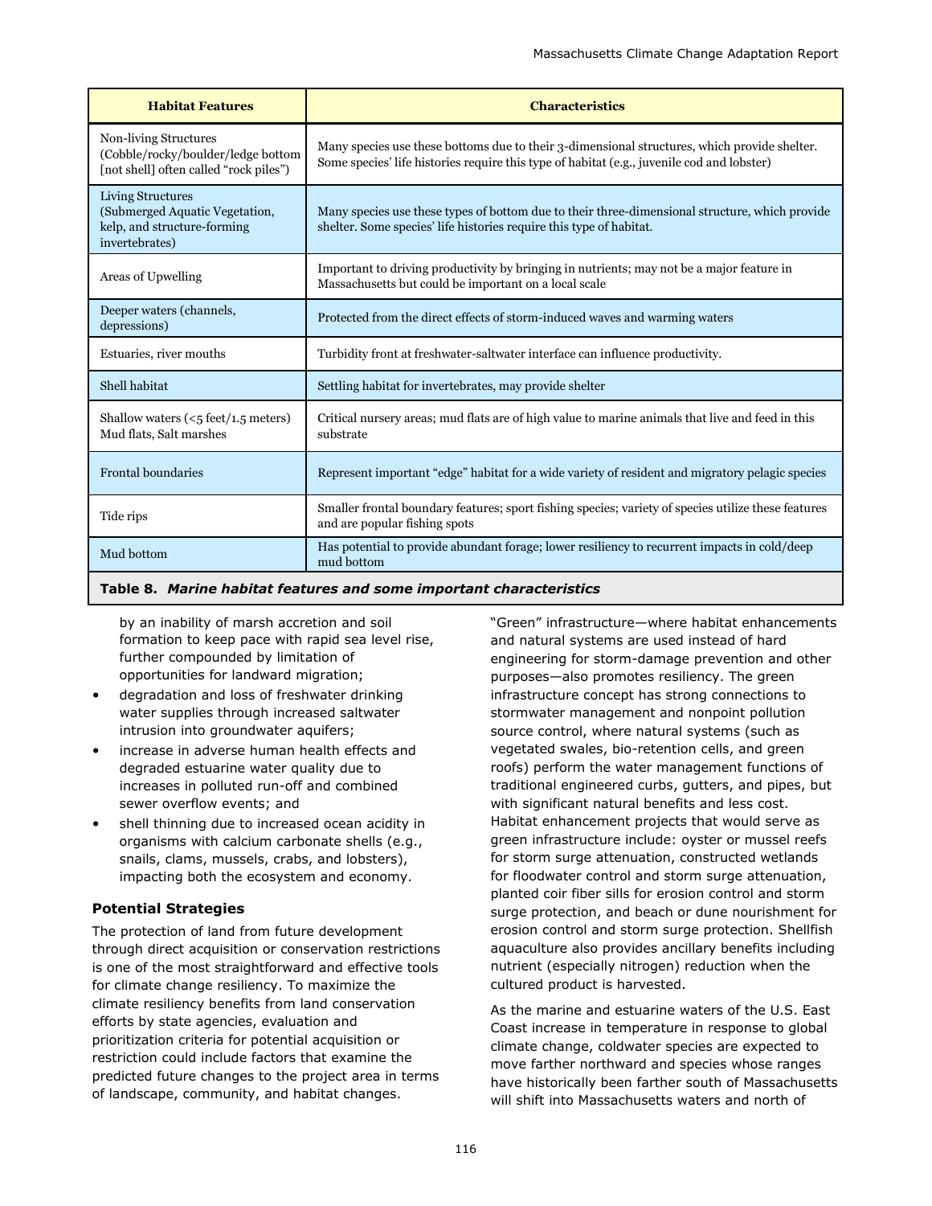| Habitat Features | Characteristics |
| --- | --- |
| Non-living Structures (Cobble/rocky/boulder/ledge bottom [not shell] often called "rock piles") | Many species use these bottoms due to their 3-dimensional structures, which provide shelter. Some species' life histories require this type of habitat (e.g., juvenile cod and lobster) |
| Living Structures (Submerged Aquatic Vegetation, kelp, and structure-forming invertebrates) | Many species use these types of bottom due to their three-dimensional structure, which provide shelter. Some species' life histories require this type of habitat. |
| Areas of Upwelling | Important to driving productivity by bringing in nutrients; may not be a major feature in Massachusetts but could be important on a local scale |
| Deeper waters (channels, depressions) | Protected from the direct effects of storm-induced waves and warming waters |
| Estuaries, river mouths | Turbidity front at freshwater-saltwater interface can influence productivity. |
| Shell habitat | Settling habitat for invertebrates, may provide shelter |
| Shallow waters (<5 feet/1.5 meters) Mud flats, Salt marshes | Critical nursery areas; mud flats are of high value to marine animals that live and feed in this substrate |
| Frontal boundaries | Represent important "edge" habitat for a wide variety of resident and migratory pelagic species |
| Tide rips | Smaller frontal boundary features; sport fishing species; variety of species utilize these features and are popular fishing spots |
| Mud bottom | Has potential to provide abundant forage; lower resiliency to recurrent impacts in cold/deep mud bottom |

**Table 8.** ***Marine habitat features and some important characteristics***

by an inability of marsh accretion and soil formation to keep pace with rapid sea level rise, further compounded by limitation of opportunities for landward migration;

- degradation and loss of freshwater drinking water supplies through increased saltwater intrusion into groundwater aquifers;
- increase in adverse human health effects and degraded estuarine water quality due to increases in polluted run-off and combined sewer overflow events; and
- shell thinning due to increased ocean acidity in organisms with calcium carbonate shells (e.g., snails, clams, mussels, crabs, and lobsters), impacting both the ecosystem and economy.

### Potential Strategies

The protection of land from future development through direct acquisition or conservation restrictions is one of the most straightforward and effective tools for climate change resiliency. To maximize the climate resiliency benefits from land conservation efforts by state agencies, evaluation and prioritization criteria for potential acquisition or restriction could include factors that examine the predicted future changes to the project area in terms of landscape, community, and habitat changes.

"Green" infrastructure—where habitat enhancements and natural systems are used instead of hard engineering for storm-damage prevention and other purposes—also promotes resiliency. The green infrastructure concept has strong connections to stormwater management and nonpoint pollution source control, where natural systems (such as vegetated swales, bio-retention cells, and green roofs) perform the water management functions of traditional engineered curbs, gutters, and pipes, but with significant natural benefits and less cost. Habitat enhancement projects that would serve as green infrastructure include: oyster or mussel reefs for storm surge attenuation, constructed wetlands for floodwater control and storm surge attenuation, planted coir fiber sills for erosion control and storm surge protection, and beach or dune nourishment for erosion control and storm surge protection. Shellfish aquaculture also provides ancillary benefits including nutrient (especially nitrogen) reduction when the cultured product is harvested.

As the marine and estuarine waters of the U.S. East Coast increase in temperature in response to global climate change, coldwater species are expected to move farther northward and species whose ranges have historically been farther south of Massachusetts will shift into Massachusetts waters and north of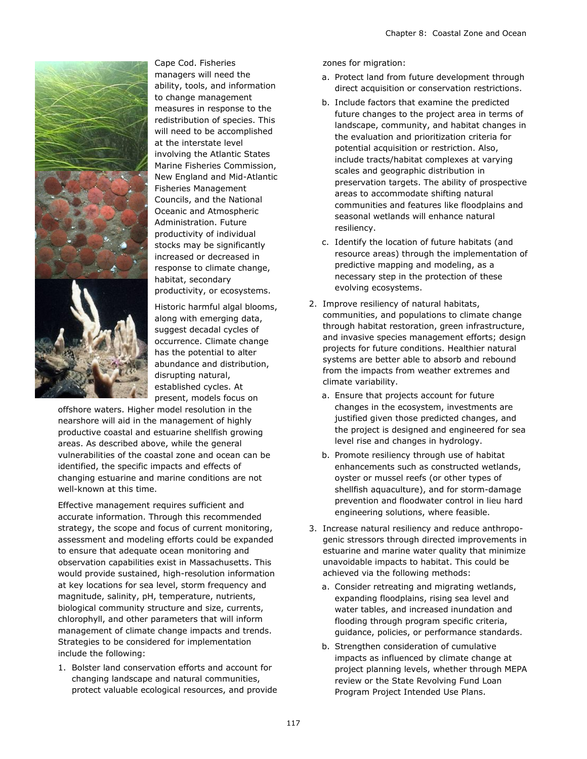Cape Cod. Fisheries managers will need the ability, tools, and information to change management measures in response to the redistribution of species. This will need to be accomplished at the interstate level involving the Atlantic States Marine Fisheries Commission, New England and Mid-Atlantic Fisheries Management Councils, and the National Oceanic and Atmospheric Administration. Future productivity of individual stocks may be significantly increased or decreased in response to climate change, habitat, secondary productivity, or ecosystems.

Historic harmful algal blooms, along with emerging data, suggest decadal cycles of occurrence. Climate change has the potential to alter abundance and distribution, disrupting natural, established cycles. At present, models focus on offshore waters. Higher model resolution in the nearshore will aid in the management of highly productive coastal and estuarine shellfish growing areas. As described above, while the general vulnerabilities of the coastal zone and ocean can be identified, the specific impacts and effects of changing estuarine and marine conditions are not well-known at this time.

Effective management requires sufficient and accurate information. Through this recommended strategy, the scope and focus of current monitoring, assessment and modeling efforts could be expanded to ensure that adequate ocean monitoring and observation capabilities exist in Massachusetts. This would provide sustained, high-resolution information at key locations for sea level, storm frequency and magnitude, salinity, pH, temperature, nutrients, biological community structure and size, currents, chlorophyll, and other parameters that will inform management of climate change impacts and trends. Strategies to be considered for implementation include the following:

1. Bolster land conservation efforts and account for changing landscape and natural communities, protect valuable ecological resources, and provide zones for migration:
   a. Protect land from future development through direct acquisition or conservation restrictions.
   b. Include factors that examine the predicted future changes to the project area in terms of landscape, community, and habitat changes in the evaluation and prioritization criteria for potential acquisition or restriction. Also, include tracts/habitat complexes at varying scales and geographic distribution in preservation targets. The ability of prospective areas to accommodate shifting natural communities and features like floodplains and seasonal wetlands will enhance natural resiliency.
   c. Identify the location of future habitats (and resource areas) through the implementation of predictive mapping and modeling, as a necessary step in the protection of these evolving ecosystems.
2. Improve resiliency of natural habitats, communities, and populations to climate change through habitat restoration, green infrastructure, and invasive species management efforts; design projects for future conditions. Healthier natural systems are better able to absorb and rebound from the impacts from weather extremes and climate variability.
   a. Ensure that projects account for future changes in the ecosystem, investments are justified given those predicted changes, and the project is designed and engineered for sea level rise and changes in hydrology.
   b. Promote resiliency through use of habitat enhancements such as constructed wetlands, oyster or mussel reefs (or other types of shellfish aquaculture), and for storm-damage prevention and floodwater control in lieu hard engineering solutions, where feasible.
3. Increase natural resiliency and reduce anthropogenic stressors through directed improvements in estuarine and marine water quality that minimize unavoidable impacts to habitat. This could be achieved via the following methods:
   a. Consider retreating and migrating wetlands, expanding floodplains, rising sea level and water tables, and increased inundation and flooding through program specific criteria, guidance, policies, or performance standards.
   b. Strengthen consideration of cumulative impacts as influenced by climate change at project planning levels, whether through MEPA review or the State Revolving Fund Loan Program Project Intended Use Plans.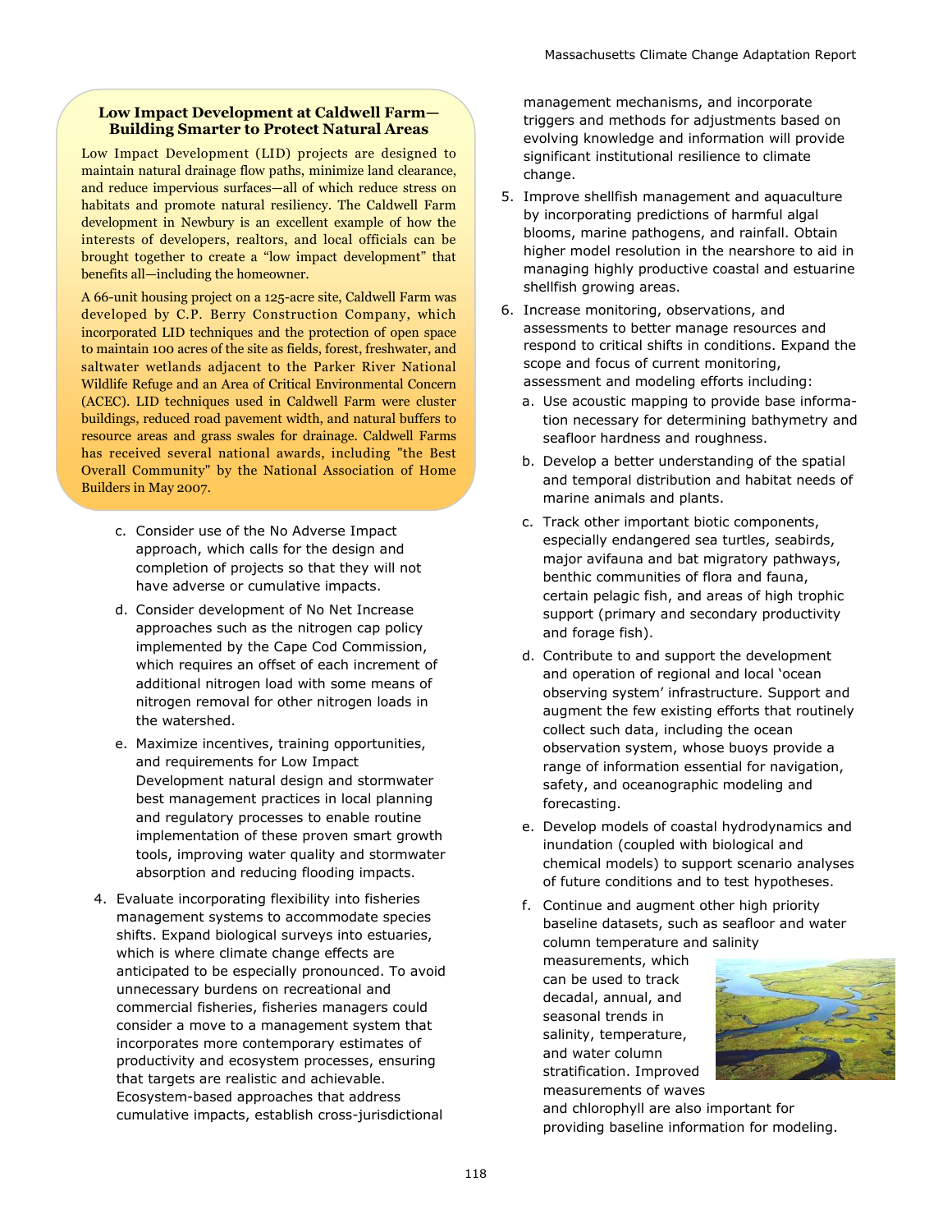### Low Impact Development at Caldwell Farm—Building Smarter to Protect Natural Areas

Low Impact Development (LID) projects are designed to maintain natural drainage flow paths, minimize land clearance, and reduce impervious surfaces—all of which reduce stress on habitats and promote natural resiliency. The Caldwell Farm development in Newbury is an excellent example of how the interests of developers, realtors, and local officials can be brought together to create a "low impact development" that benefits all—including the homeowner.

A 66-unit housing project on a 125-acre site, Caldwell Farm was developed by C.P. Berry Construction Company, which incorporated LID techniques and the protection of open space to maintain 100 acres of the site as fields, forest, freshwater, and saltwater wetlands adjacent to the Parker River National Wildlife Refuge and an Area of Critical Environmental Concern (ACEC). LID techniques used in Caldwell Farm were cluster buildings, reduced road pavement width, and natural buffers to resource areas and grass swales for drainage. Caldwell Farms has received several national awards, including "the Best Overall Community" by the National Association of Home Builders in May 2007.

c. Consider use of the No Adverse Impact approach, which calls for the design and completion of projects so that they will not have adverse or cumulative impacts.

d. Consider development of No Net Increase approaches such as the nitrogen cap policy implemented by the Cape Cod Commission, which requires an offset of each increment of additional nitrogen load with some means of nitrogen removal for other nitrogen loads in the watershed.

e. Maximize incentives, training opportunities, and requirements for Low Impact Development natural design and stormwater best management practices in local planning and regulatory processes to enable routine implementation of these proven smart growth tools, improving water quality and stormwater absorption and reducing flooding impacts.

4. Evaluate incorporating flexibility into fisheries management systems to accommodate species shifts. Expand biological surveys into estuaries, which is where climate change effects are anticipated to be especially pronounced. To avoid unnecessary burdens on recreational and commercial fisheries, fisheries managers could consider a move to a management system that incorporates more contemporary estimates of productivity and ecosystem processes, ensuring that targets are realistic and achievable. Ecosystem-based approaches that address cumulative impacts, establish cross-jurisdictional management mechanisms, and incorporate triggers and methods for adjustments based on evolving knowledge and information will provide significant institutional resilience to climate change.

5. Improve shellfish management and aquaculture by incorporating predictions of harmful algal blooms, marine pathogens, and rainfall. Obtain higher model resolution in the nearshore to aid in managing highly productive coastal and estuarine shellfish growing areas.

6. Increase monitoring, observations, and assessments to better manage resources and respond to critical shifts in conditions. Expand the scope and focus of current monitoring, assessment and modeling efforts including:

   a. Use acoustic mapping to provide base information necessary for determining bathymetry and seafloor hardness and roughness.

   b. Develop a better understanding of the spatial and temporal distribution and habitat needs of marine animals and plants.

   c. Track other important biotic components, especially endangered sea turtles, seabirds, major avifauna and bat migratory pathways, benthic communities of flora and fauna, certain pelagic fish, and areas of high trophic support (primary and secondary productivity and forage fish).

   d. Contribute to and support the development and operation of regional and local 'ocean observing system' infrastructure. Support and augment the few existing efforts that routinely collect such data, including the ocean observation system, whose buoys provide a range of information essential for navigation, safety, and oceanographic modeling and forecasting.

   e. Develop models of coastal hydrodynamics and inundation (coupled with biological and chemical models) to support scenario analyses of future conditions and to test hypotheses.

   f. Continue and augment other high priority baseline datasets, such as seafloor and water column temperature and salinity measurements, which can be used to track decadal, annual, and seasonal trends in salinity, temperature, and water column stratification. Improved measurements of waves and chlorophyll are also important for providing baseline information for modeling.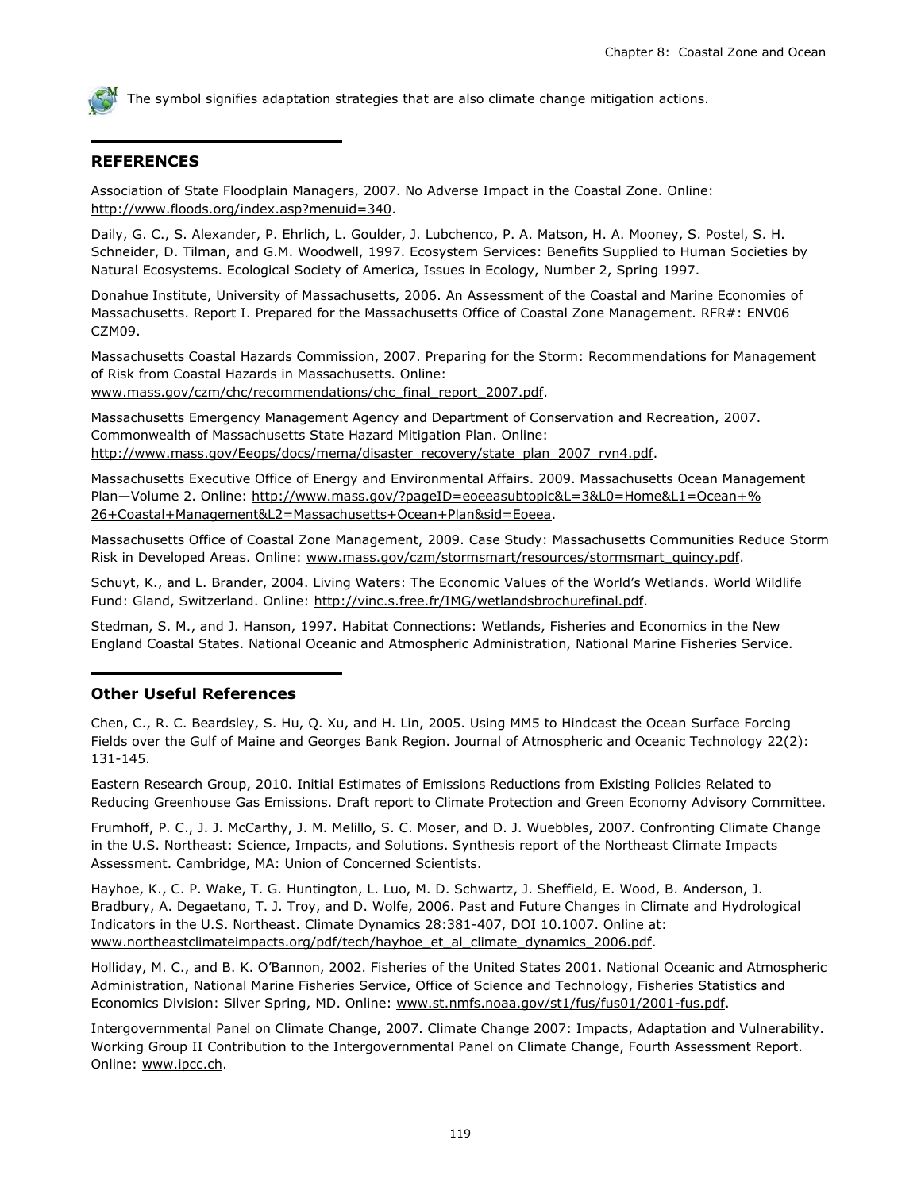The symbol signifies adaptation strategies that are also climate change mitigation actions.

## REFERENCES

Association of State Floodplain Managers, 2007. No Adverse Impact in the Coastal Zone. Online: http://www.floods.org/index.asp?menuid=340.

Daily, G. C., S. Alexander, P. Ehrlich, L. Goulder, J. Lubchenco, P. A. Matson, H. A. Mooney, S. Postel, S. H. Schneider, D. Tilman, and G.M. Woodwell, 1997. Ecosystem Services: Benefits Supplied to Human Societies by Natural Ecosystems. Ecological Society of America, Issues in Ecology, Number 2, Spring 1997.

Donahue Institute, University of Massachusetts, 2006. An Assessment of the Coastal and Marine Economies of Massachusetts. Report I. Prepared for the Massachusetts Office of Coastal Zone Management. RFR#: ENV06 CZM09.

Massachusetts Coastal Hazards Commission, 2007. Preparing for the Storm: Recommendations for Management of Risk from Coastal Hazards in Massachusetts. Online: www.mass.gov/czm/chc/recommendations/chc_final_report_2007.pdf.

Massachusetts Emergency Management Agency and Department of Conservation and Recreation, 2007. Commonwealth of Massachusetts State Hazard Mitigation Plan. Online: http://www.mass.gov/Eeops/docs/mema/disaster_recovery/state_plan_2007_rvn4.pdf.

Massachusetts Executive Office of Energy and Environmental Affairs. 2009. Massachusetts Ocean Management Plan—Volume 2. Online: http://www.mass.gov/?pageID=eoeeasubtopic&L=3&L0=Home&L1=Ocean+%26+Coastal+Management&L2=Massachusetts+Ocean+Plan&sid=Eoeea.

Massachusetts Office of Coastal Zone Management, 2009. Case Study: Massachusetts Communities Reduce Storm Risk in Developed Areas. Online: www.mass.gov/czm/stormsmart/resources/stormsmart_quincy.pdf.

Schuyt, K., and L. Brander, 2004. Living Waters: The Economic Values of the World's Wetlands. World Wildlife Fund: Gland, Switzerland. Online: http://vinc.s.free.fr/IMG/wetlandsbrochurefinal.pdf.

Stedman, S. M., and J. Hanson, 1997. Habitat Connections: Wetlands, Fisheries and Economics in the New England Coastal States. National Oceanic and Atmospheric Administration, National Marine Fisheries Service.

## Other Useful References

Chen, C., R. C. Beardsley, S. Hu, Q. Xu, and H. Lin, 2005. Using MM5 to Hindcast the Ocean Surface Forcing Fields over the Gulf of Maine and Georges Bank Region. Journal of Atmospheric and Oceanic Technology 22(2): 131-145.

Eastern Research Group, 2010. Initial Estimates of Emissions Reductions from Existing Policies Related to Reducing Greenhouse Gas Emissions. Draft report to Climate Protection and Green Economy Advisory Committee.

Frumhoff, P. C., J. J. McCarthy, J. M. Melillo, S. C. Moser, and D. J. Wuebbles, 2007. Confronting Climate Change in the U.S. Northeast: Science, Impacts, and Solutions. Synthesis report of the Northeast Climate Impacts Assessment. Cambridge, MA: Union of Concerned Scientists.

Hayhoe, K., C. P. Wake, T. G. Huntington, L. Luo, M. D. Schwartz, J. Sheffield, E. Wood, B. Anderson, J. Bradbury, A. Degaetano, T. J. Troy, and D. Wolfe, 2006. Past and Future Changes in Climate and Hydrological Indicators in the U.S. Northeast. Climate Dynamics 28:381-407, DOI 10.1007. Online at: www.northeastclimateimpacts.org/pdf/tech/hayhoe_et_al_climate_dynamics_2006.pdf.

Holliday, M. C., and B. K. O'Bannon, 2002. Fisheries of the United States 2001. National Oceanic and Atmospheric Administration, National Marine Fisheries Service, Office of Science and Technology, Fisheries Statistics and Economics Division: Silver Spring, MD. Online: www.st.nmfs.noaa.gov/st1/fus/fus01/2001-fus.pdf.

Intergovernmental Panel on Climate Change, 2007. Climate Change 2007: Impacts, Adaptation and Vulnerability. Working Group II Contribution to the Intergovernmental Panel on Climate Change, Fourth Assessment Report. Online: www.ipcc.ch.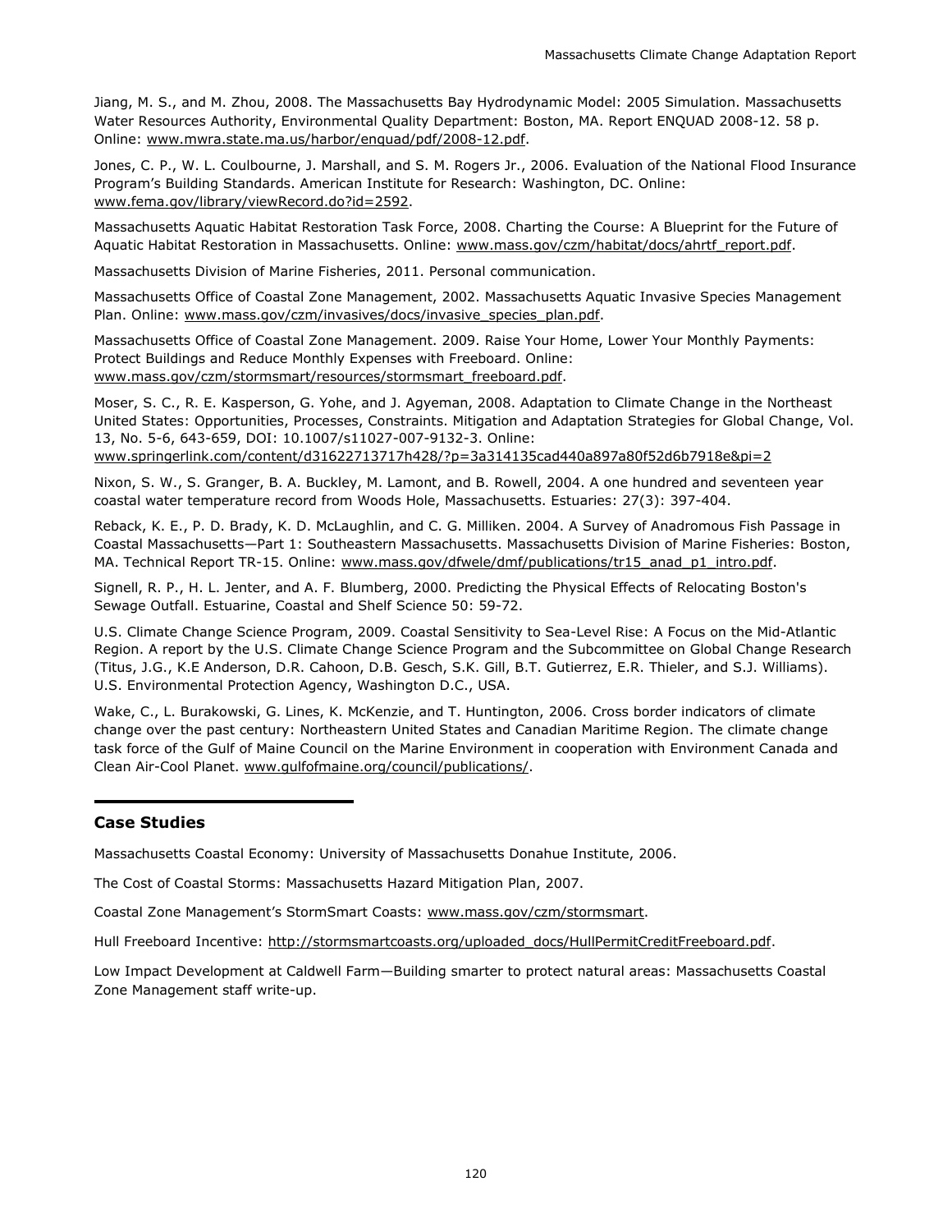Jiang, M. S., and M. Zhou, 2008. The Massachusetts Bay Hydrodynamic Model: 2005 Simulation. Massachusetts Water Resources Authority, Environmental Quality Department: Boston, MA. Report ENQUAD 2008-12. 58 p. Online: www.mwra.state.ma.us/harbor/enquad/pdf/2008-12.pdf.

Jones, C. P., W. L. Coulbourne, J. Marshall, and S. M. Rogers Jr., 2006. Evaluation of the National Flood Insurance Program's Building Standards. American Institute for Research: Washington, DC. Online: www.fema.gov/library/viewRecord.do?id=2592.

Massachusetts Aquatic Habitat Restoration Task Force, 2008. Charting the Course: A Blueprint for the Future of Aquatic Habitat Restoration in Massachusetts. Online: www.mass.gov/czm/habitat/docs/ahrtf_report.pdf.

Massachusetts Division of Marine Fisheries, 2011. Personal communication.

Massachusetts Office of Coastal Zone Management, 2002. Massachusetts Aquatic Invasive Species Management Plan. Online: www.mass.gov/czm/invasives/docs/invasive_species_plan.pdf.

Massachusetts Office of Coastal Zone Management. 2009. Raise Your Home, Lower Your Monthly Payments: Protect Buildings and Reduce Monthly Expenses with Freeboard. Online: www.mass.gov/czm/stormsmart/resources/stormsmart_freeboard.pdf.

Moser, S. C., R. E. Kasperson, G. Yohe, and J. Agyeman, 2008. Adaptation to Climate Change in the Northeast United States: Opportunities, Processes, Constraints. Mitigation and Adaptation Strategies for Global Change, Vol. 13, No. 5-6, 643-659, DOI: 10.1007/s11027-007-9132-3. Online: www.springerlink.com/content/d31622713717h428/?p=3a314135cad440a897a80f52d6b7918e&pi=2

Nixon, S. W., S. Granger, B. A. Buckley, M. Lamont, and B. Rowell, 2004. A one hundred and seventeen year coastal water temperature record from Woods Hole, Massachusetts. Estuaries: 27(3): 397-404.

Reback, K. E., P. D. Brady, K. D. McLaughlin, and C. G. Milliken. 2004. A Survey of Anadromous Fish Passage in Coastal Massachusetts—Part 1: Southeastern Massachusetts. Massachusetts Division of Marine Fisheries: Boston, MA. Technical Report TR-15. Online: www.mass.gov/dfwele/dmf/publications/tr15_anad_p1_intro.pdf.

Signell, R. P., H. L. Jenter, and A. F. Blumberg, 2000. Predicting the Physical Effects of Relocating Boston's Sewage Outfall. Estuarine, Coastal and Shelf Science 50: 59-72.

U.S. Climate Change Science Program, 2009. Coastal Sensitivity to Sea-Level Rise: A Focus on the Mid-Atlantic Region. A report by the U.S. Climate Change Science Program and the Subcommittee on Global Change Research (Titus, J.G., K.E Anderson, D.R. Cahoon, D.B. Gesch, S.K. Gill, B.T. Gutierrez, E.R. Thieler, and S.J. Williams). U.S. Environmental Protection Agency, Washington D.C., USA.

Wake, C., L. Burakowski, G. Lines, K. McKenzie, and T. Huntington, 2006. Cross border indicators of climate change over the past century: Northeastern United States and Canadian Maritime Region. The climate change task force of the Gulf of Maine Council on the Marine Environment in cooperation with Environment Canada and Clean Air-Cool Planet. www.gulfofmaine.org/council/publications/.

## Case Studies

Massachusetts Coastal Economy: University of Massachusetts Donahue Institute, 2006.

The Cost of Coastal Storms: Massachusetts Hazard Mitigation Plan, 2007.

Coastal Zone Management's StormSmart Coasts: www.mass.gov/czm/stormsmart.

Hull Freeboard Incentive: http://stormsmartcoasts.org/uploaded_docs/HullPermitCreditFreeboard.pdf.

Low Impact Development at Caldwell Farm—Building smarter to protect natural areas: Massachusetts Coastal Zone Management staff write-up.